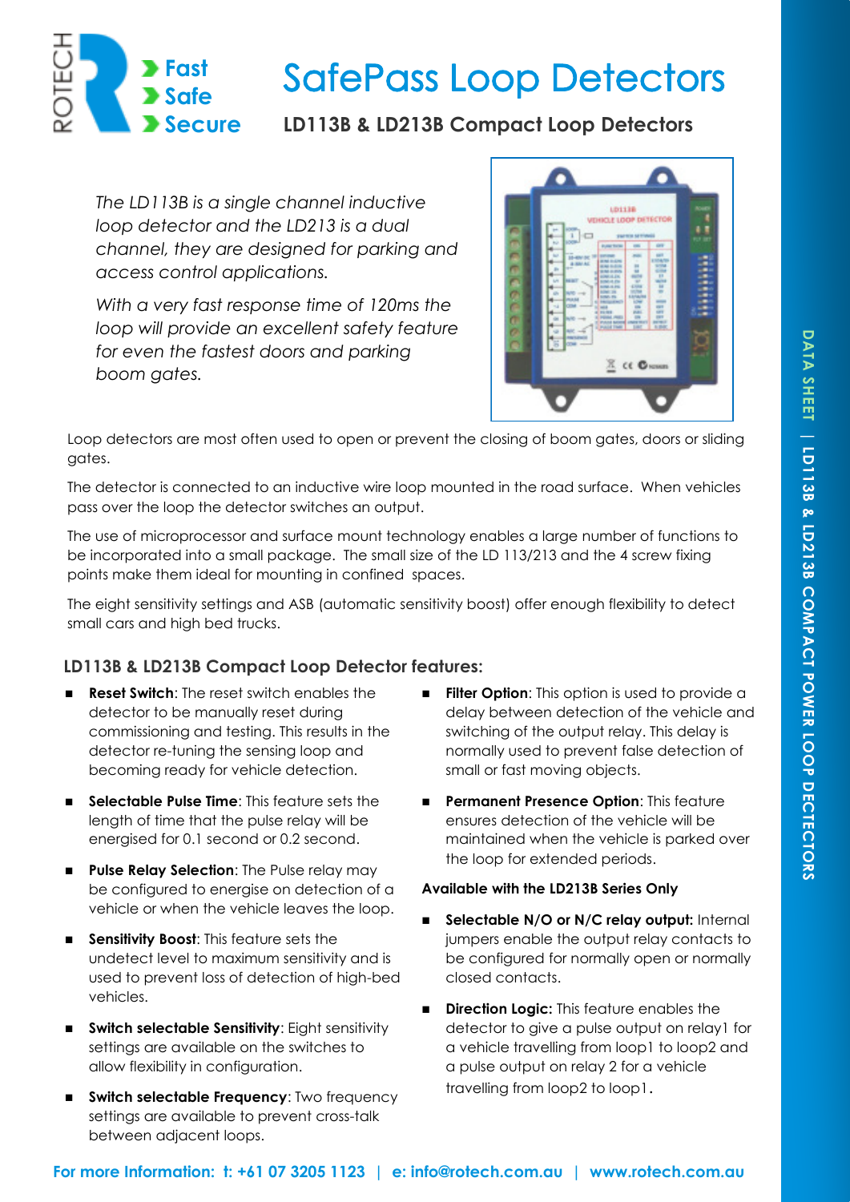# SafePass Loop Detectors

## LD113B & LD213B Compact Loop Detectors

*The LD113B is a single channel inductive loop detector and the LD213 is a dual channel, they are designed for parking and access control applications.*

*With a very fast response time of 120ms the loop will provide an excellent safety feature for even the fastest doors and parking boom gates.*

Loop detectors are most often used to open or prevent the closing of boom gates, doors or sliding gates.

The detector is connected to an inductive wire loop mounted in the road surface. When vehicles pass over the loop the detector switches an output.

The use of microprocessor and surface mount technology enables a large number of functions to be incorporated into a small package. The small size of the LD 113/213 and the 4 screw fixing points make them ideal for mounting in confined spaces.

The eight sensitivity settings and ASB (automatic sensitivity boost) offer enough flexibility to detect small cars and high bed trucks.

### LD113B & LD213B Compact Loop Detector features:

- **Reset Switch**: The reset switch enables the detector to be manually reset during commissioning and testing. This results in the detector re-tuning the sensing loop and becoming ready for vehicle detection.
- **Selectable Pulse Time**: This feature sets the length of time that the pulse relay will be energised for 0.1 second or 0.2 second.
- **Pulse Relay Selection**: The Pulse relay may be configured to energise on detection of a vehicle or when the vehicle leaves the loop.
- **Sensitivity Boost**: This feature sets the undetect level to maximum sensitivity and is used to prevent loss of detection of high-bed vehicles.
- **Switch selectable Sensitivity**: Eight sensitivity settings are available on the switches to allow flexibility in configuration.
- **Switch selectable Frequency**: Two frequency settings are available to prevent cross-talk between adjacent loops.
- **Filter Option**: This option is used to provide a delay between detection of the vehicle and switching of the output relay. This delay is normally used to prevent false detection of small or fast moving objects.
- **Permanent Presence Option**: This feature ensures detection of the vehicle will be maintained when the vehicle is parked over the loop for extended periods.

**Available with the LD213B Series Only**

- **Selectable N/O or N/C relay output:** Internal jumpers enable the output relay contacts to be configured for normally open or normally closed contacts.
- **Direction Logic:** This feature enables the detector to give a pulse output on relay1 for a vehicle travelling from loop1 to loop2 and a pulse output on relay 2 for a vehicle travelling from loop2 to loop1.

**For more Information: t: +61 07 3205 1123 | e: info@rotech.com.au | www.rotech.com.au**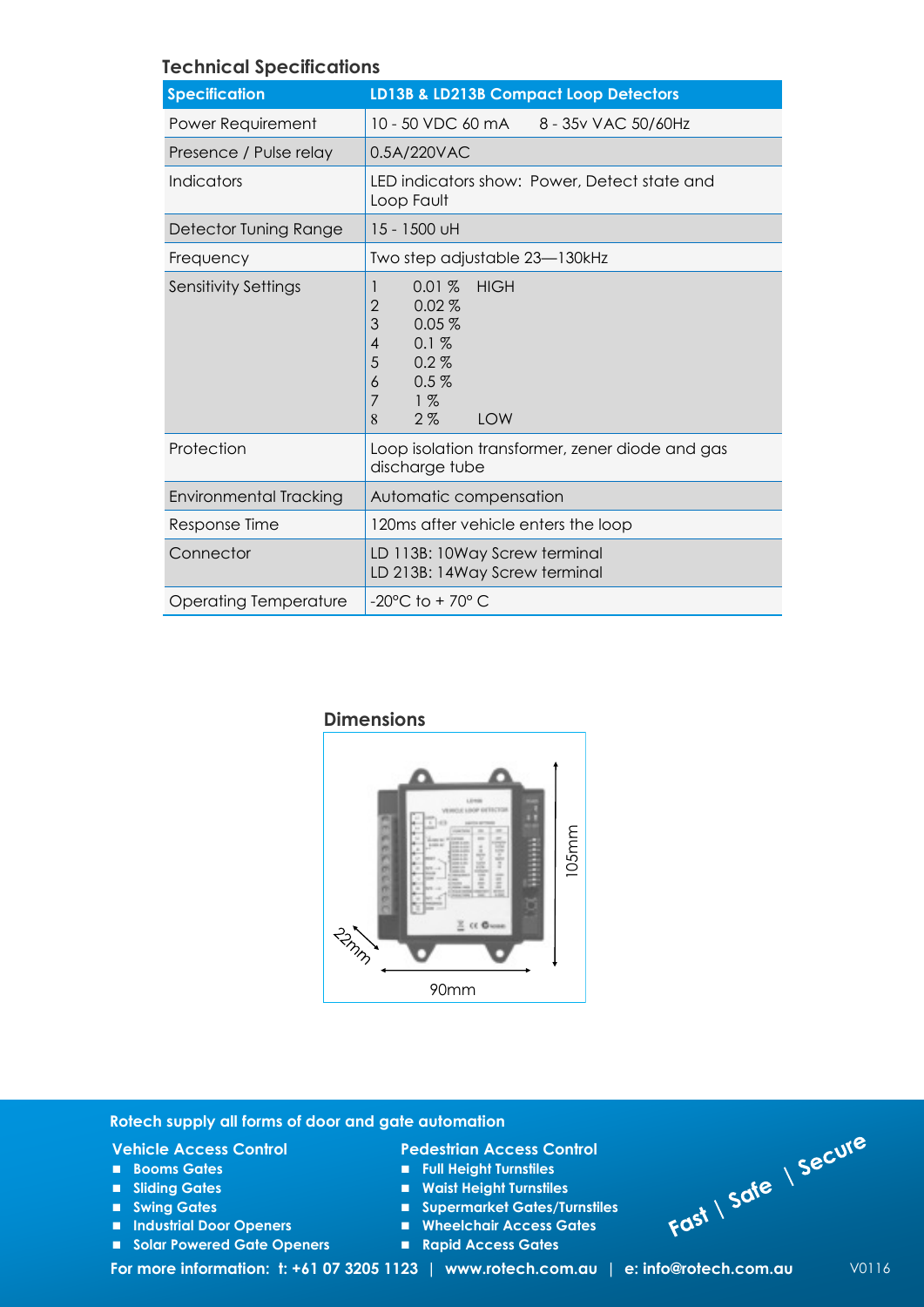## Technical Specifications

| Specification | LD13B & LD213B Compact Loop Detectors |
|---|---|
| Power Requirement | 10 - 50 VDC 60 mA     8 - 35v VAC 50/60Hz |
| Presence / Pulse relay | 0.5A/220VAC |
| Indicators | LED indicators show: Power, Detect state and Loop Fault |
| Detector Tuning Range | 15 - 1500 uH |
| Frequency | Two step adjustable 23—130kHz |
| Sensitivity Settings | 1  0.01 %  HIGH<br>2  0.02 %<br>3  0.05 %<br>4  0.1 %<br>5  0.2 %<br>6  0.5 %<br>7  1 %<br>8  2 %  LOW |
| Protection | Loop isolation transformer, zener diode and gas discharge tube |
| Environmental Tracking | Automatic compensation |
| Response Time | 120ms after vehicle enters the loop |
| Connector | LD 113B: 10Way Screw terminal<br>LD 213B: 14Way Screw terminal |
| Operating Temperature | -20°C to + 70° C |

## Dimensions

22mm

105mm

90mm

**Rotech supply all forms of door and gate automation**

**Vehicle Access Control**

- Booms Gates
- Sliding Gates
- Swing Gates
- Industrial Door Openers
- Solar Powered Gate Openers

**Pedestrian Access Control**

- Full Height Turnstiles
- Waist Height Turnstiles
- Supermarket Gates/Turnstiles
- Wheelchair Access Gates
- Rapid Access Gates

Fast | Safe | Secure

**For more information: t: +61 07 3205 1123 | www.rotech.com.au | e: info@rotech.com.au**

V0116